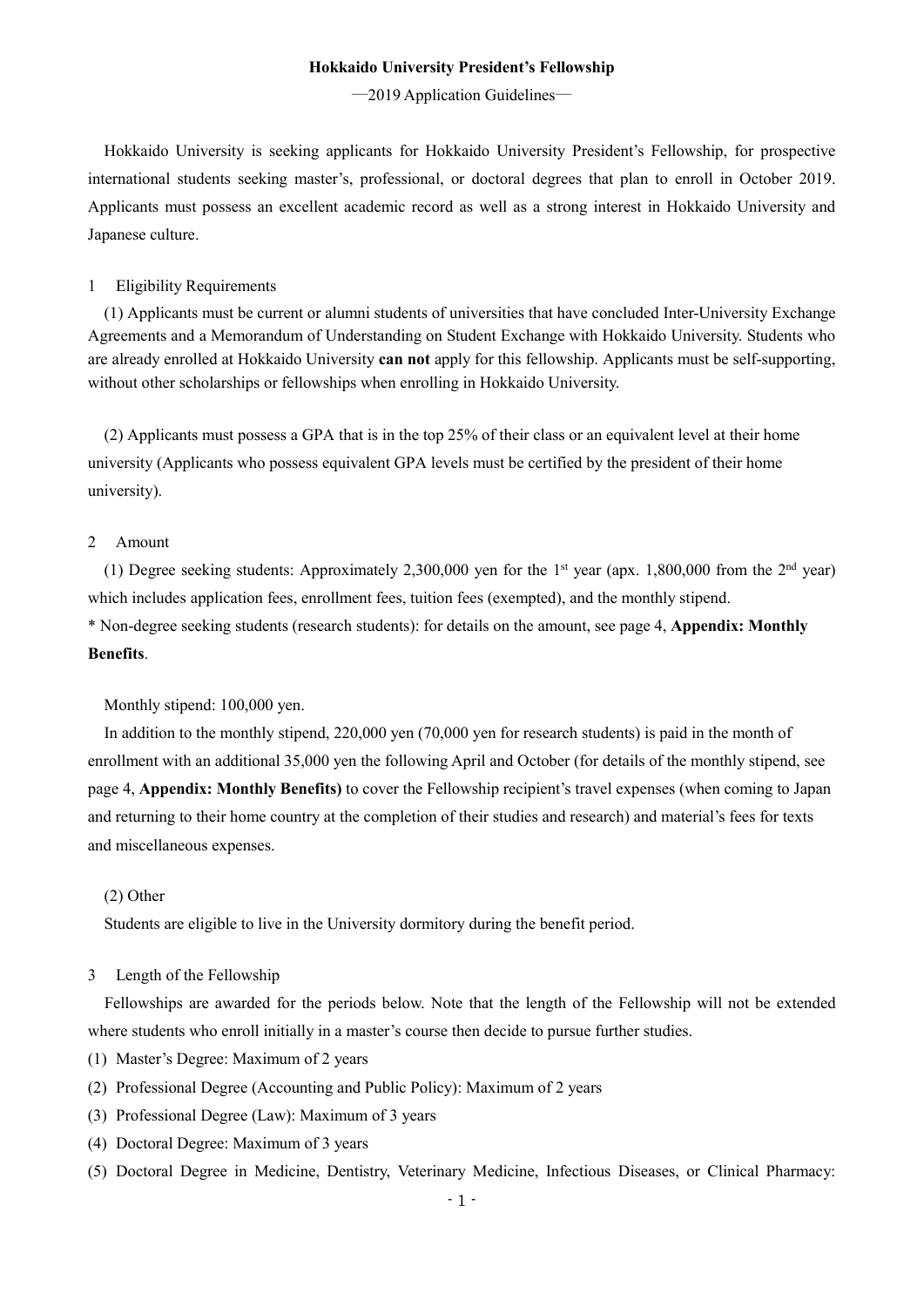**Hokkaido University President's Fellowship**

—2019 Application Guidelines—

Hokkaido University is seeking applicants for Hokkaido University President's Fellowship, for prospective international students seeking master's, professional, or doctoral degrees that plan to enroll in October 2019. Applicants must possess an excellent academic record as well as a strong interest in Hokkaido University and Japanese culture.

1 Eligibility Requirements

(1) Applicants must be current or alumni students of universities that have concluded Inter-University Exchange Agreements and a Memorandum of Understanding on Student Exchange with Hokkaido University. Students who are already enrolled at Hokkaido University **can not** apply for this fellowship. Applicants must be self-supporting, without other scholarships or fellowships when enrolling in Hokkaido University.

(2) Applicants must possess a GPA that is in the top 25% of their class or an equivalent level at their home university (Applicants who possess equivalent GPA levels must be certified by the president of their home university).

2 Amount

(1) Degree seeking students: Approximately 2,300,000 yen for the 1st year (apx. 1,800,000 from the 2nd year) which includes application fees, enrollment fees, tuition fees (exempted), and the monthly stipend.

* Non-degree seeking students (research students): for details on the amount, see page 4, **Appendix: Monthly Benefits**.

Monthly stipend: 100,000 yen.

In addition to the monthly stipend, 220,000 yen (70,000 yen for research students) is paid in the month of enrollment with an additional 35,000 yen the following April and October (for details of the monthly stipend, see page 4, **Appendix: Monthly Benefits)** to cover the Fellowship recipient's travel expenses (when coming to Japan and returning to their home country at the completion of their studies and research) and material's fees for texts and miscellaneous expenses.

(2) Other

Students are eligible to live in the University dormitory during the benefit period.

3 Length of the Fellowship

Fellowships are awarded for the periods below. Note that the length of the Fellowship will not be extended where students who enroll initially in a master's course then decide to pursue further studies.

(1) Master's Degree: Maximum of 2 years
(2) Professional Degree (Accounting and Public Policy): Maximum of 2 years
(3) Professional Degree (Law): Maximum of 3 years
(4) Doctoral Degree: Maximum of 3 years
(5) Doctoral Degree in Medicine, Dentistry, Veterinary Medicine, Infectious Diseases, or Clinical Pharmacy: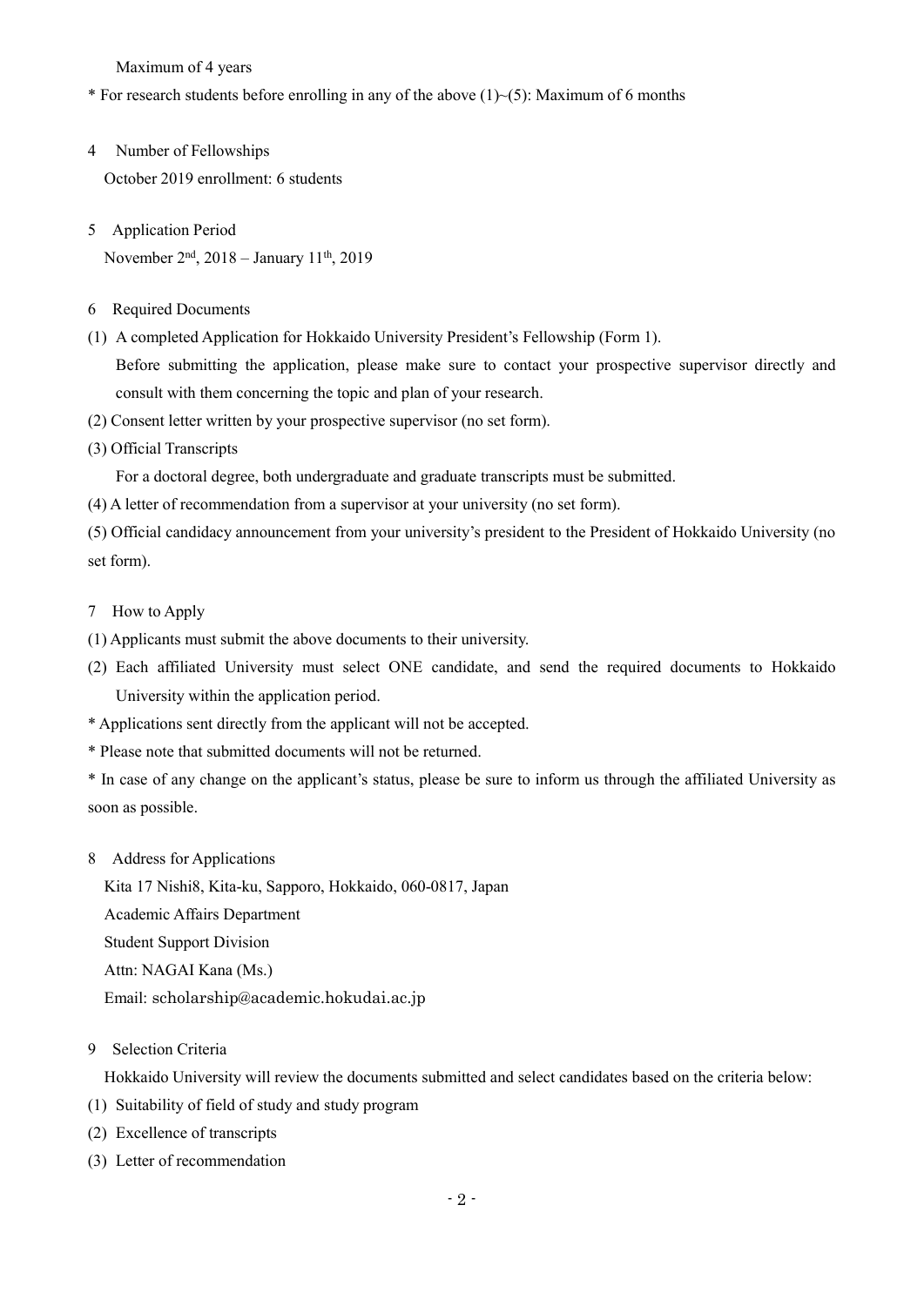Maximum of 4 years

* For research students before enrolling in any of the above (1)~(5): Maximum of 6 months

## 4 Number of Fellowships

October 2019 enrollment: 6 students

## 5 Application Period

November 2nd, 2018 – January 11th, 2019

## 6 Required Documents

(1) A completed Application for Hokkaido University President's Fellowship (Form 1).
Before submitting the application, please make sure to contact your prospective supervisor directly and consult with them concerning the topic and plan of your research.

(2) Consent letter written by your prospective supervisor (no set form).

(3) Official Transcripts
For a doctoral degree, both undergraduate and graduate transcripts must be submitted.

(4) A letter of recommendation from a supervisor at your university (no set form).

(5) Official candidacy announcement from your university's president to the President of Hokkaido University (no set form).

## 7 How to Apply

(1) Applicants must submit the above documents to their university.

(2) Each affiliated University must select ONE candidate, and send the required documents to Hokkaido University within the application period.

* Applications sent directly from the applicant will not be accepted.
* Please note that submitted documents will not be returned.
* In case of any change on the applicant's status, please be sure to inform us through the affiliated University as soon as possible.

## 8 Address for Applications

Kita 17 Nishi8, Kita-ku, Sapporo, Hokkaido, 060-0817, Japan
Academic Affairs Department
Student Support Division
Attn: NAGAI Kana (Ms.)
Email: scholarship@academic.hokudai.ac.jp

## 9 Selection Criteria

Hokkaido University will review the documents submitted and select candidates based on the criteria below:

(1) Suitability of field of study and study program
(2) Excellence of transcripts
(3) Letter of recommendation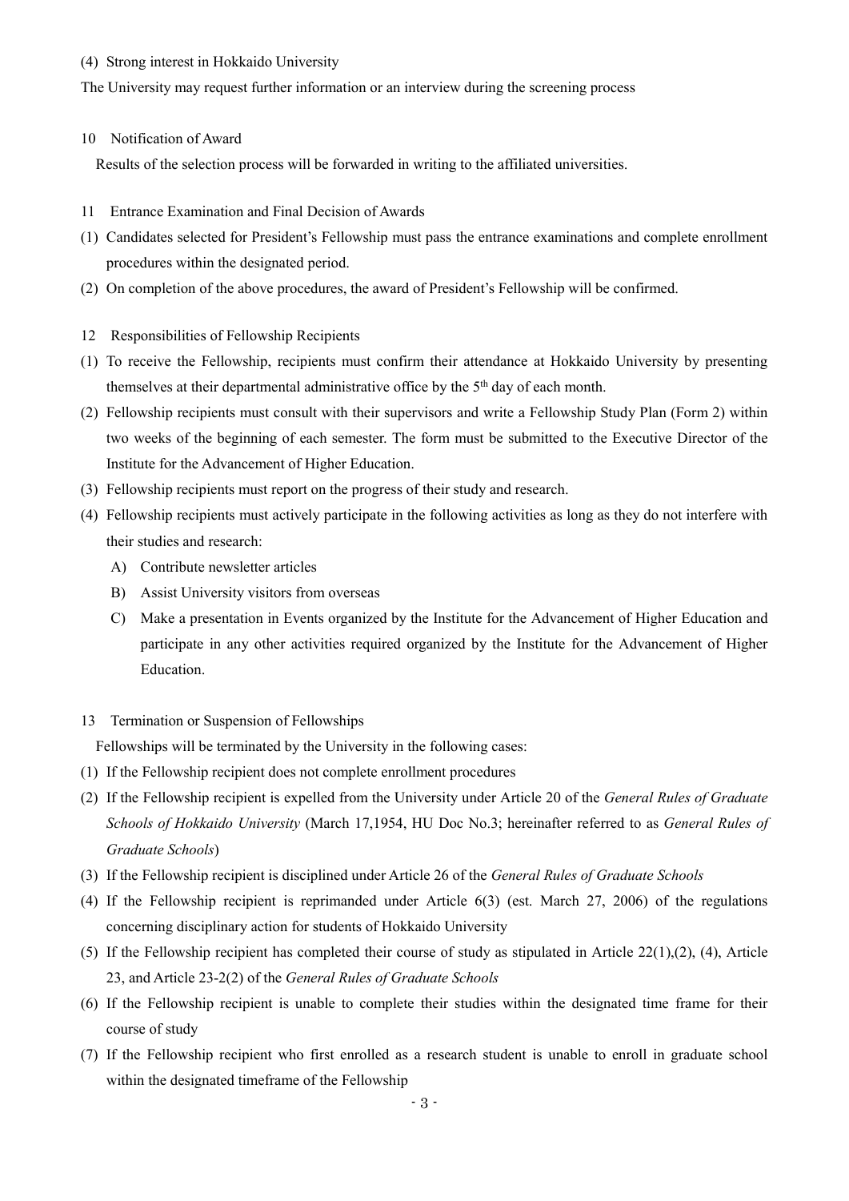(4) Strong interest in Hokkaido University

The University may request further information or an interview during the screening process

## 10 Notification of Award

Results of the selection process will be forwarded in writing to the affiliated universities.

## 11 Entrance Examination and Final Decision of Awards

(1) Candidates selected for President's Fellowship must pass the entrance examinations and complete enrollment procedures within the designated period.

(2) On completion of the above procedures, the award of President's Fellowship will be confirmed.

## 12 Responsibilities of Fellowship Recipients

(1) To receive the Fellowship, recipients must confirm their attendance at Hokkaido University by presenting themselves at their departmental administrative office by the 5th day of each month.

(2) Fellowship recipients must consult with their supervisors and write a Fellowship Study Plan (Form 2) within two weeks of the beginning of each semester. The form must be submitted to the Executive Director of the Institute for the Advancement of Higher Education.

(3) Fellowship recipients must report on the progress of their study and research.

(4) Fellowship recipients must actively participate in the following activities as long as they do not interfere with their studies and research:

- A) Contribute newsletter articles
- B) Assist University visitors from overseas
- C) Make a presentation in Events organized by the Institute for the Advancement of Higher Education and participate in any other activities required organized by the Institute for the Advancement of Higher Education.

## 13 Termination or Suspension of Fellowships

Fellowships will be terminated by the University in the following cases:

(1) If the Fellowship recipient does not complete enrollment procedures

(2) If the Fellowship recipient is expelled from the University under Article 20 of the *General Rules of Graduate Schools of Hokkaido University* (March 17,1954, HU Doc No.3; hereinafter referred to as *General Rules of Graduate Schools*)

(3) If the Fellowship recipient is disciplined under Article 26 of the *General Rules of Graduate Schools*

(4) If the Fellowship recipient is reprimanded under Article 6(3) (est. March 27, 2006) of the regulations concerning disciplinary action for students of Hokkaido University

(5) If the Fellowship recipient has completed their course of study as stipulated in Article 22(1),(2), (4), Article 23, and Article 23-2(2) of the *General Rules of Graduate Schools*

(6) If the Fellowship recipient is unable to complete their studies within the designated time frame for their course of study

(7) If the Fellowship recipient who first enrolled as a research student is unable to enroll in graduate school within the designated timeframe of the Fellowship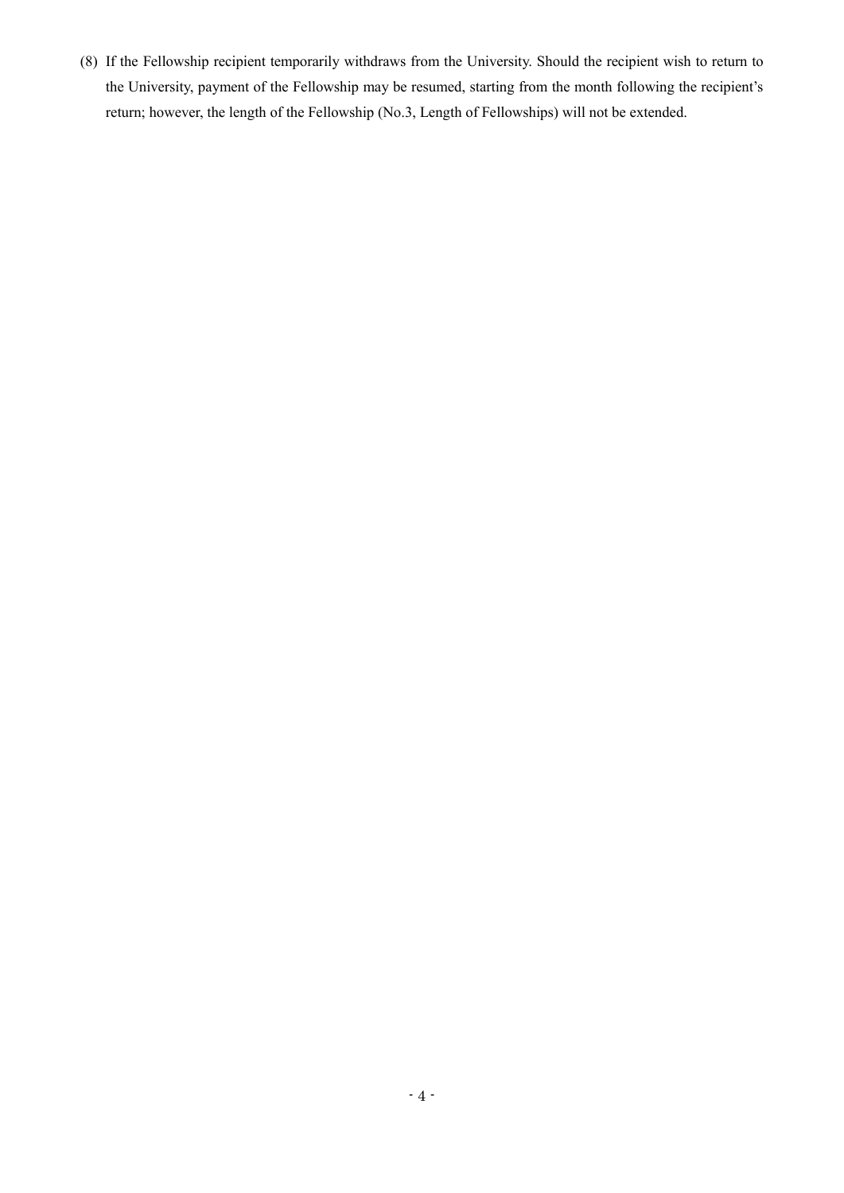(8) If the Fellowship recipient temporarily withdraws from the University. Should the recipient wish to return to the University, payment of the Fellowship may be resumed, starting from the month following the recipient's return; however, the length of the Fellowship (No.3, Length of Fellowships) will not be extended.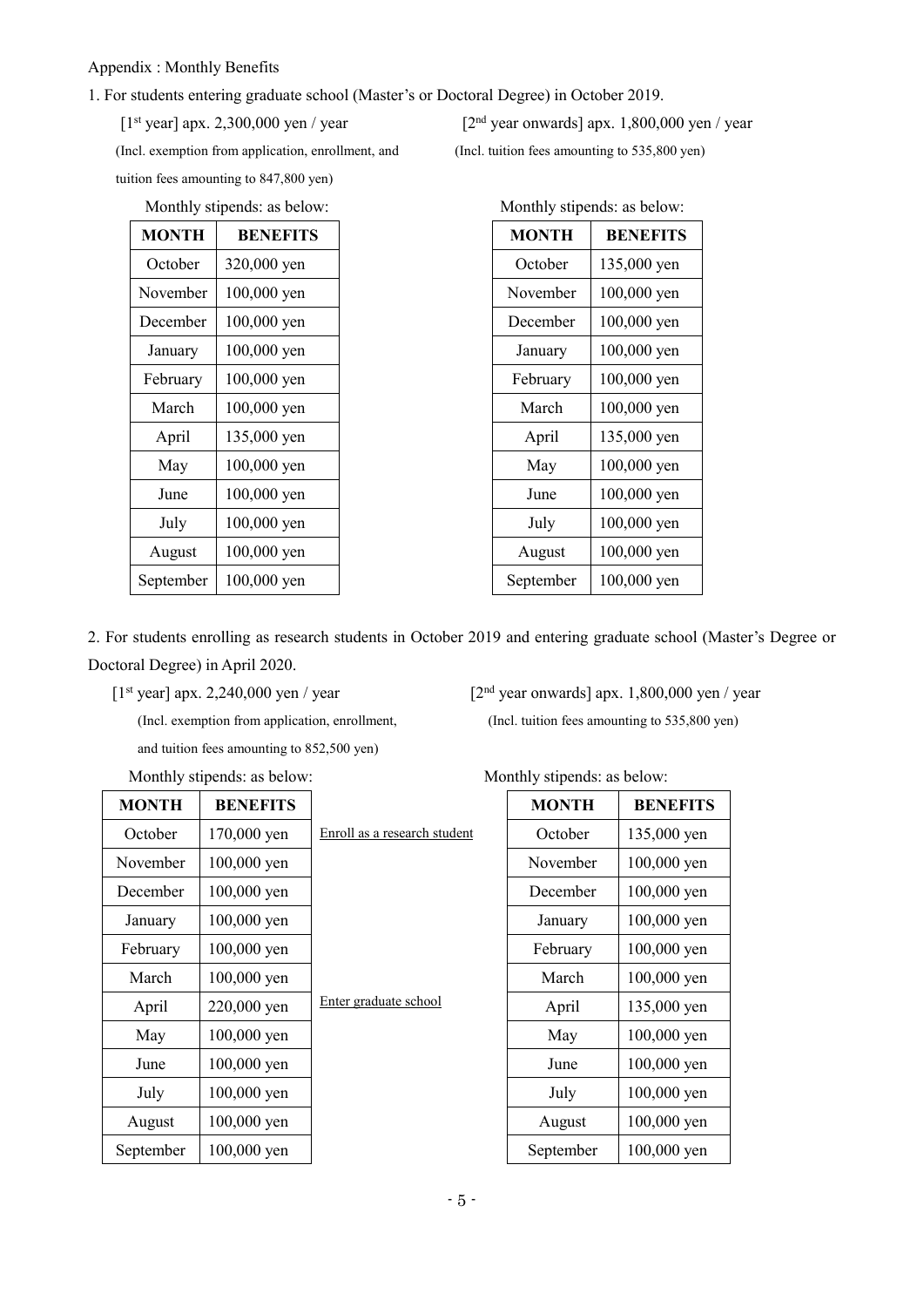Appendix : Monthly Benefits

1. For students entering graduate school (Master's or Doctoral Degree) in October 2019.

[1st year] apx. 2,300,000 yen / year

(Incl. exemption from application, enrollment, and tuition fees amounting to 847,800 yen)

Monthly stipends: as below:

| MONTH | BENEFITS |
| --- | --- |
| October | 320,000 yen |
| November | 100,000 yen |
| December | 100,000 yen |
| January | 100,000 yen |
| February | 100,000 yen |
| March | 100,000 yen |
| April | 135,000 yen |
| May | 100,000 yen |
| June | 100,000 yen |
| July | 100,000 yen |
| August | 100,000 yen |
| September | 100,000 yen |

[2nd year onwards] apx. 1,800,000 yen / year

(Incl. tuition fees amounting to 535,800 yen)

Monthly stipends: as below:

| MONTH | BENEFITS |
| --- | --- |
| October | 135,000 yen |
| November | 100,000 yen |
| December | 100,000 yen |
| January | 100,000 yen |
| February | 100,000 yen |
| March | 100,000 yen |
| April | 135,000 yen |
| May | 100,000 yen |
| June | 100,000 yen |
| July | 100,000 yen |
| August | 100,000 yen |
| September | 100,000 yen |

2. For students enrolling as research students in October 2019 and entering graduate school (Master's Degree or Doctoral Degree) in April 2020.

[1st year] apx. 2,240,000 yen / year

(Incl. exemption from application, enrollment, and tuition fees amounting to 852,500 yen)

Monthly stipends: as below:

| MONTH | BENEFITS | |
| --- | --- | --- |
| October | 170,000 yen | Enroll as a research student |
| November | 100,000 yen | |
| December | 100,000 yen | |
| January | 100,000 yen | |
| February | 100,000 yen | |
| March | 100,000 yen | |
| April | 220,000 yen | Enter graduate school |
| May | 100,000 yen | |
| June | 100,000 yen | |
| July | 100,000 yen | |
| August | 100,000 yen | |
| September | 100,000 yen | |

[2nd year onwards] apx. 1,800,000 yen / year

(Incl. tuition fees amounting to 535,800 yen)

Monthly stipends: as below:

| MONTH | BENEFITS |
| --- | --- |
| October | 135,000 yen |
| November | 100,000 yen |
| December | 100,000 yen |
| January | 100,000 yen |
| February | 100,000 yen |
| March | 100,000 yen |
| April | 135,000 yen |
| May | 100,000 yen |
| June | 100,000 yen |
| July | 100,000 yen |
| August | 100,000 yen |
| September | 100,000 yen |